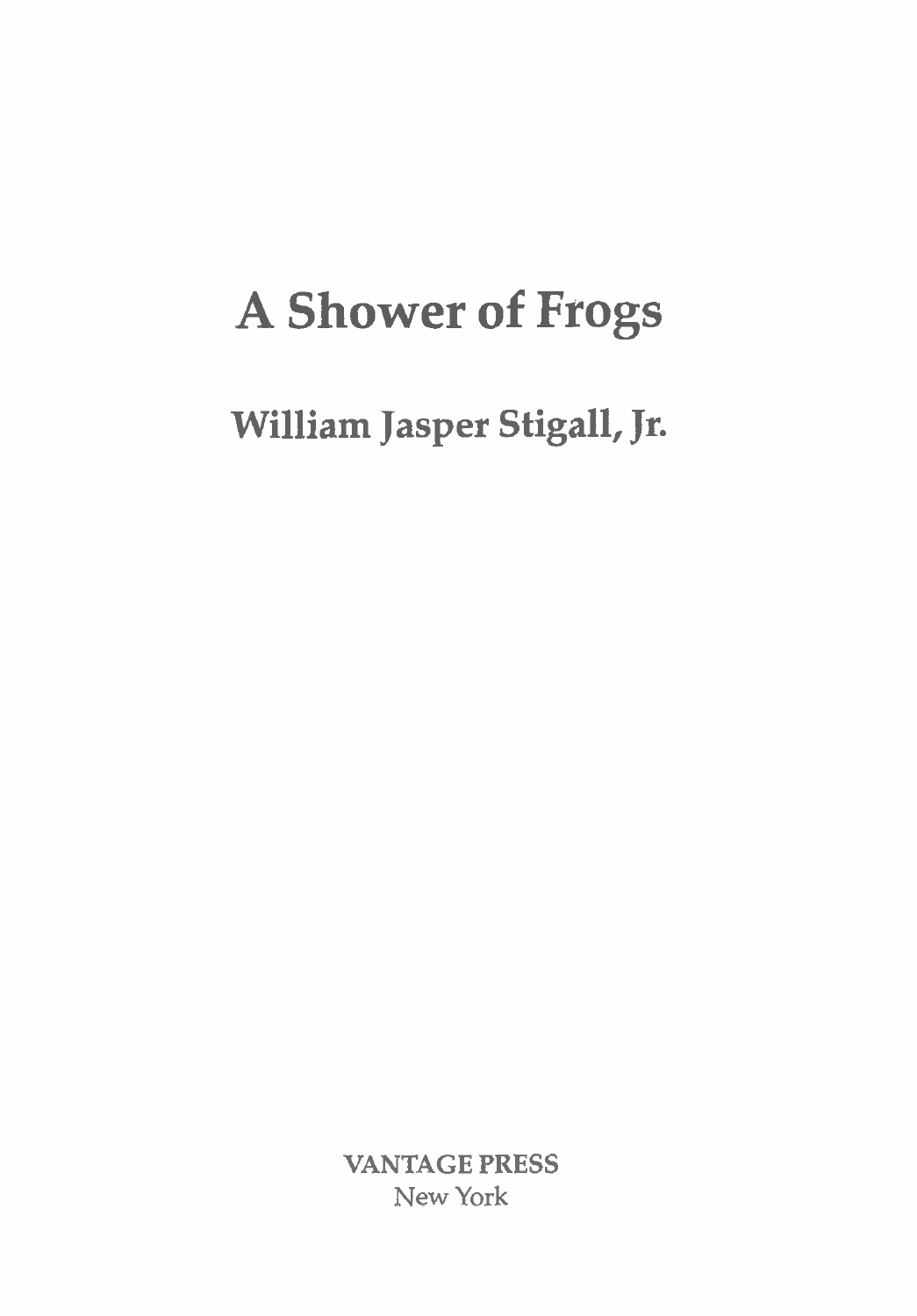# A Shower of Frogs

## William Jasper Stigall, Jr.

VANTAGE PRESS
New York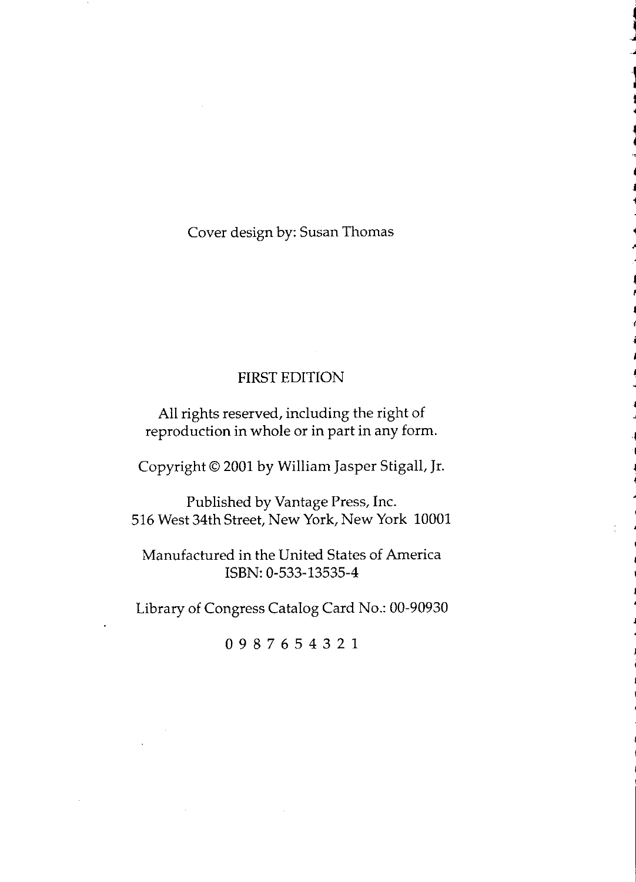Cover design by: Susan Thomas

FIRST EDITION

All rights reserved, including the right of reproduction in whole or in part in any form.

Copyright © 2001 by William Jasper Stigall, Jr.

Published by Vantage Press, Inc.
516 West 34th Street, New York, New York 10001

Manufactured in the United States of America
ISBN: 0-533-13535-4

Library of Congress Catalog Card No.: 00-90930

0 9 8 7 6 5 4 3 2 1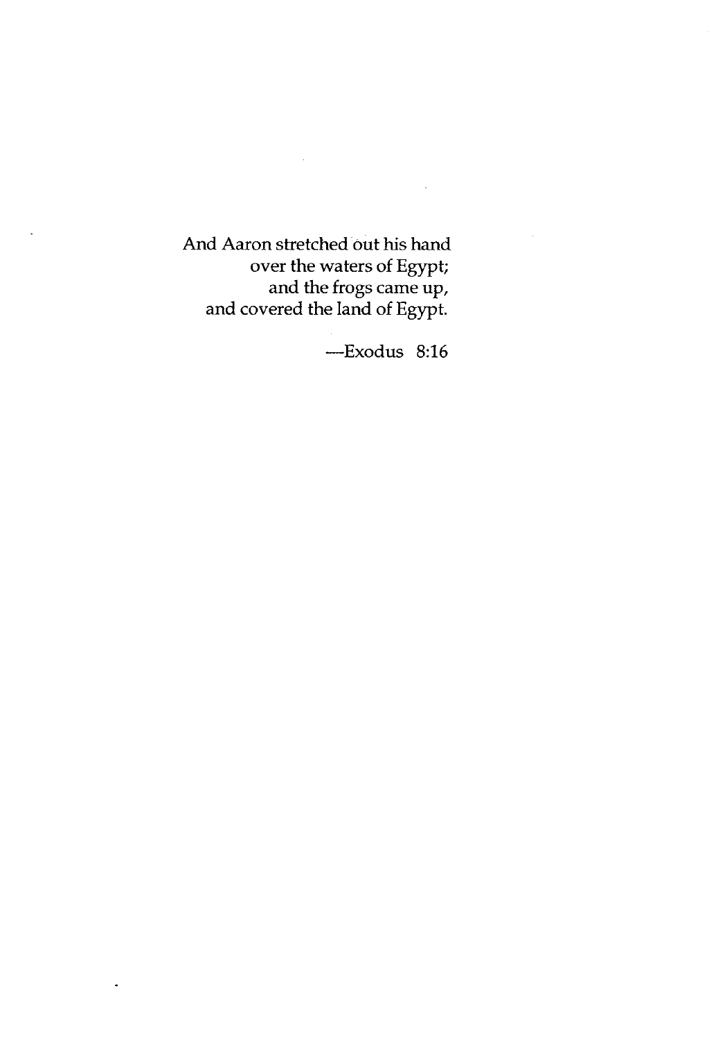And Aaron stretched out his hand
over the waters of Egypt;
and the frogs came up,
and covered the land of Egypt.

—Exodus 8:16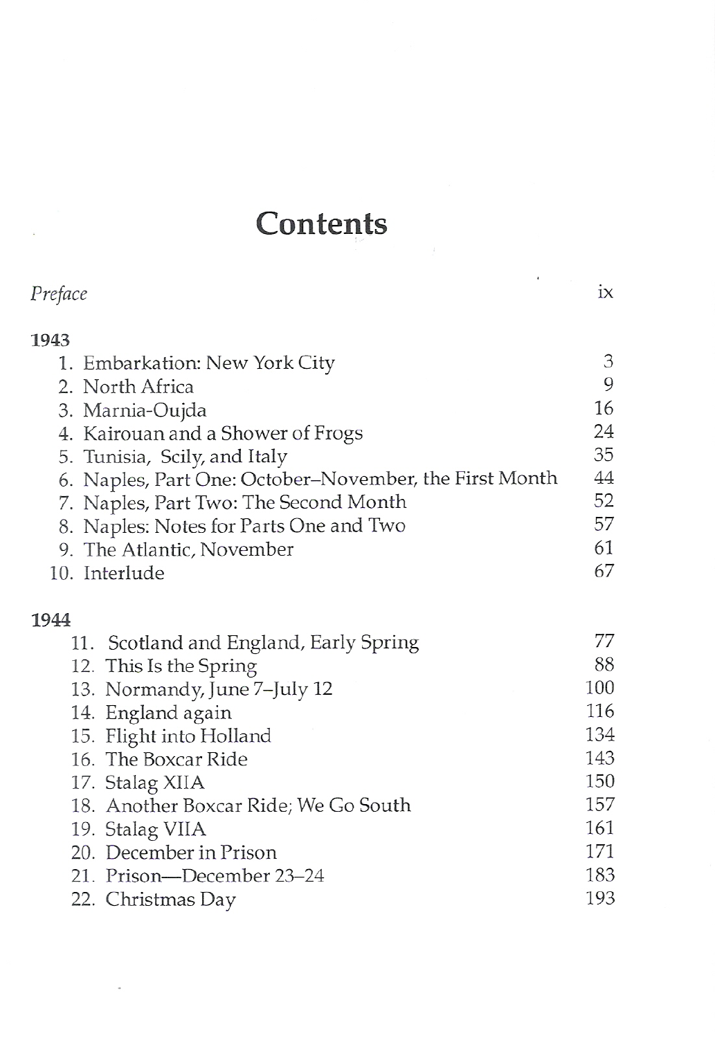# Contents

*Preface* ix

**1943**

1. Embarkation: New York City 3
2. North Africa 9
3. Marnia-Oujda 16
4. Kairouan and a Shower of Frogs 24
5. Tunisia, Scily, and Italy 35
6. Naples, Part One: October–November, the First Month 44
7. Naples, Part Two: The Second Month 52
8. Naples: Notes for Parts One and Two 57
9. The Atlantic, November 61
10. Interlude 67

**1944**

11. Scotland and England, Early Spring 77
12. This Is the Spring 88
13. Normandy, June 7–July 12 100
14. England again 116
15. Flight into Holland 134
16. The Boxcar Ride 143
17. Stalag XIIA 150
18. Another Boxcar Ride; We Go South 157
19. Stalag VIIA 161
20. December in Prison 171
21. Prison—December 23–24 183
22. Christmas Day 193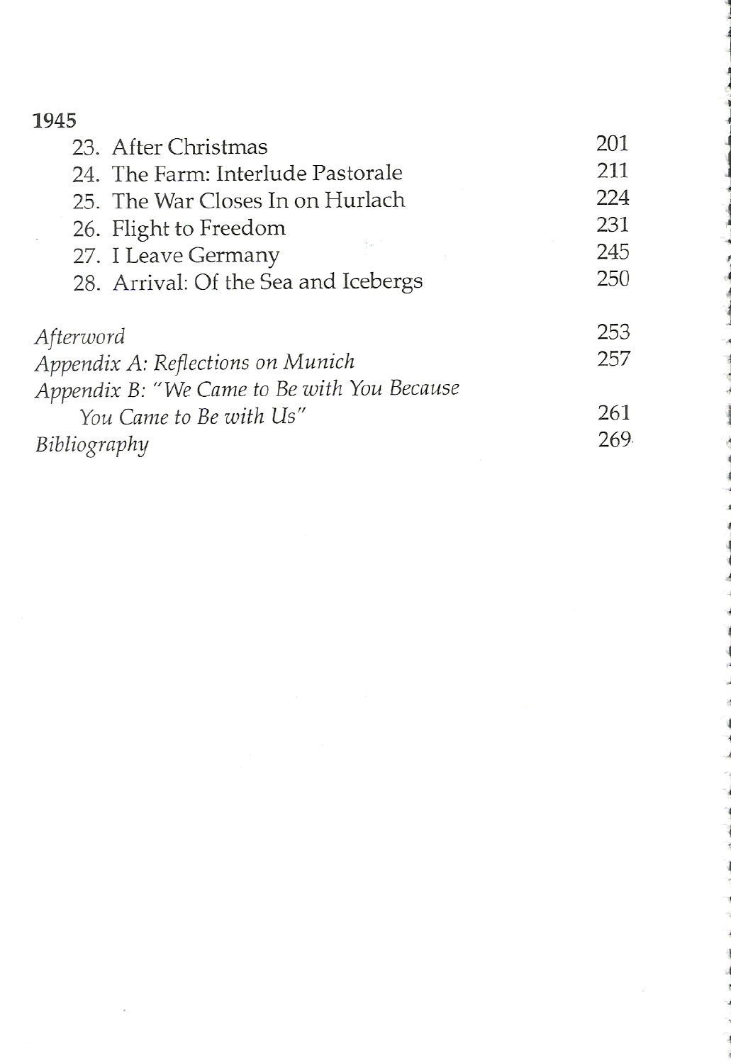**1945**

| | |
|---|---|
| 23. After Christmas | 201 |
| 24. The Farm: Interlude Pastorale | 211 |
| 25. The War Closes In on Hurlach | 224 |
| 26. Flight to Freedom | 231 |
| 27. I Leave Germany | 245 |
| 28. Arrival: Of the Sea and Icebergs | 250 |
| *Afterword* | 253 |
| *Appendix A: Reflections on Munich* | 257 |
| *Appendix B: "We Came to Be with You Because You Came to Be with Us"* | 261 |
| *Bibliography* | 269 |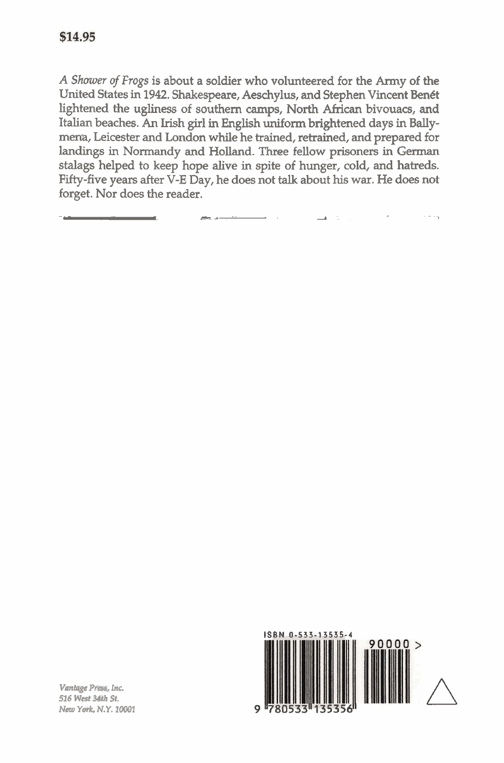**$14.95**

*A Shower of Frogs* is about a soldier who volunteered for the Army of the United States in 1942. Shakespeare, Aeschylus, and Stephen Vincent Benét lightened the ugliness of southern camps, North African bivouacs, and Italian beaches. An Irish girl in English uniform brightened days in Ballymena, Leicester and London while he trained, retrained, and prepared for landings in Normandy and Holland. Three fellow prisoners in German stalags helped to keep hope alive in spite of hunger, cold, and hatreds. Fifty-five years after V-E Day, he does not talk about his war. He does not forget. Nor does the reader.

ISBN 0-533-13535-4

9 780533 135356

90000 >

*Vantage Press, Inc.*
*516 West 34th St.*
*New York, N.Y. 10001*